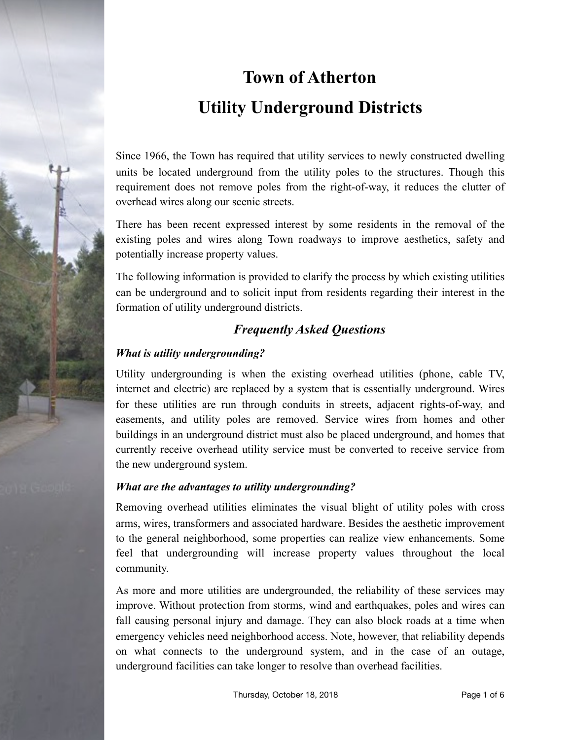# Town of Atherton
# Utility Underground Districts

Since 1966, the Town has required that utility services to newly constructed dwelling units be located underground from the utility poles to the structures. Though this requirement does not remove poles from the right-of-way, it reduces the clutter of overhead wires along our scenic streets.

There has been recent expressed interest by some residents in the removal of the existing poles and wires along Town roadways to improve aesthetics, safety and potentially increase property values.

The following information is provided to clarify the process by which existing utilities can be underground and to solicit input from residents regarding their interest in the formation of utility underground districts.

## *Frequently Asked Questions*

### *What is utility undergrounding?*

Utility undergrounding is when the existing overhead utilities (phone, cable TV, internet and electric) are replaced by a system that is essentially underground. Wires for these utilities are run through conduits in streets, adjacent rights-of-way, and easements, and utility poles are removed. Service wires from homes and other buildings in an underground district must also be placed underground, and homes that currently receive overhead utility service must be converted to receive service from the new underground system.

### *What are the advantages to utility undergrounding?*

Removing overhead utilities eliminates the visual blight of utility poles with cross arms, wires, transformers and associated hardware. Besides the aesthetic improvement to the general neighborhood, some properties can realize view enhancements. Some feel that undergrounding will increase property values throughout the local community.

As more and more utilities are undergrounded, the reliability of these services may improve. Without protection from storms, wind and earthquakes, poles and wires can fall causing personal injury and damage. They can also block roads at a time when emergency vehicles need neighborhood access. Note, however, that reliability depends on what connects to the underground system, and in the case of an outage, underground facilities can take longer to resolve than overhead facilities.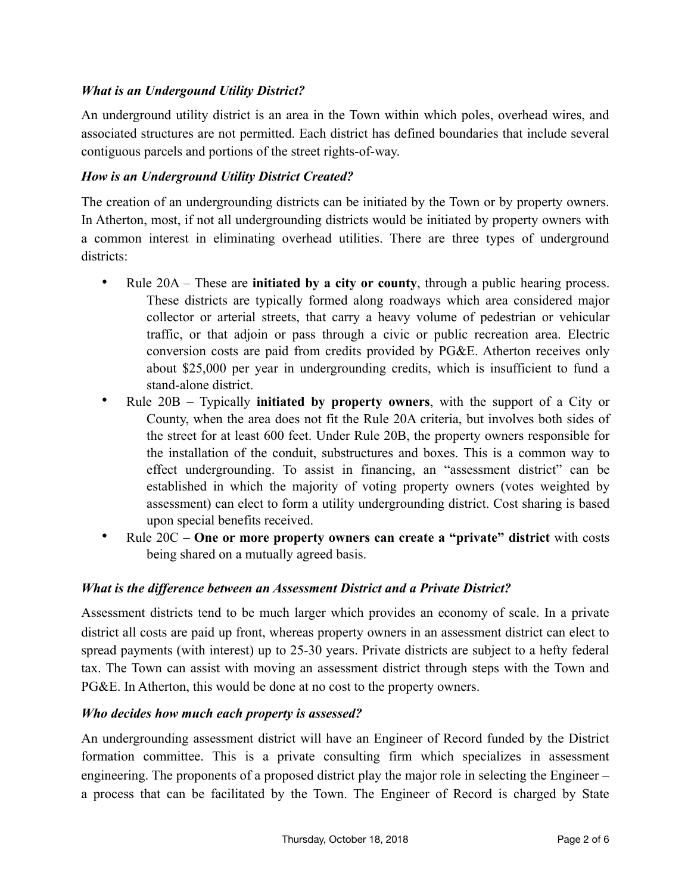***What is an Undergound Utility District?***

An underground utility district is an area in the Town within which poles, overhead wires, and associated structures are not permitted. Each district has defined boundaries that include several contiguous parcels and portions of the street rights-of-way.

***How is an Underground Utility District Created?***

The creation of an undergrounding districts can be initiated by the Town or by property owners. In Atherton, most, if not all undergrounding districts would be initiated by property owners with a common interest in eliminating overhead utilities. There are three types of underground districts:

- Rule 20A – These are **initiated by a city or county**, through a public hearing process. These districts are typically formed along roadways which area considered major collector or arterial streets, that carry a heavy volume of pedestrian or vehicular traffic, or that adjoin or pass through a civic or public recreation area. Electric conversion costs are paid from credits provided by PG&E. Atherton receives only about $25,000 per year in undergrounding credits, which is insufficient to fund a stand-alone district.
- Rule 20B – Typically **initiated by property owners**, with the support of a City or County, when the area does not fit the Rule 20A criteria, but involves both sides of the street for at least 600 feet. Under Rule 20B, the property owners responsible for the installation of the conduit, substructures and boxes. This is a common way to effect undergrounding. To assist in financing, an "assessment district" can be established in which the majority of voting property owners (votes weighted by assessment) can elect to form a utility undergrounding district. Cost sharing is based upon special benefits received.
- Rule 20C – **One or more property owners can create a "private" district** with costs being shared on a mutually agreed basis.

***What is the difference between an Assessment District and a Private District?***

Assessment districts tend to be much larger which provides an economy of scale. In a private district all costs are paid up front, whereas property owners in an assessment district can elect to spread payments (with interest) up to 25-30 years. Private districts are subject to a hefty federal tax. The Town can assist with moving an assessment district through steps with the Town and PG&E. In Atherton, this would be done at no cost to the property owners.

***Who decides how much each property is assessed?***

An undergrounding assessment district will have an Engineer of Record funded by the District formation committee. This is a private consulting firm which specializes in assessment engineering. The proponents of a proposed district play the major role in selecting the Engineer – a process that can be facilitated by the Town. The Engineer of Record is charged by State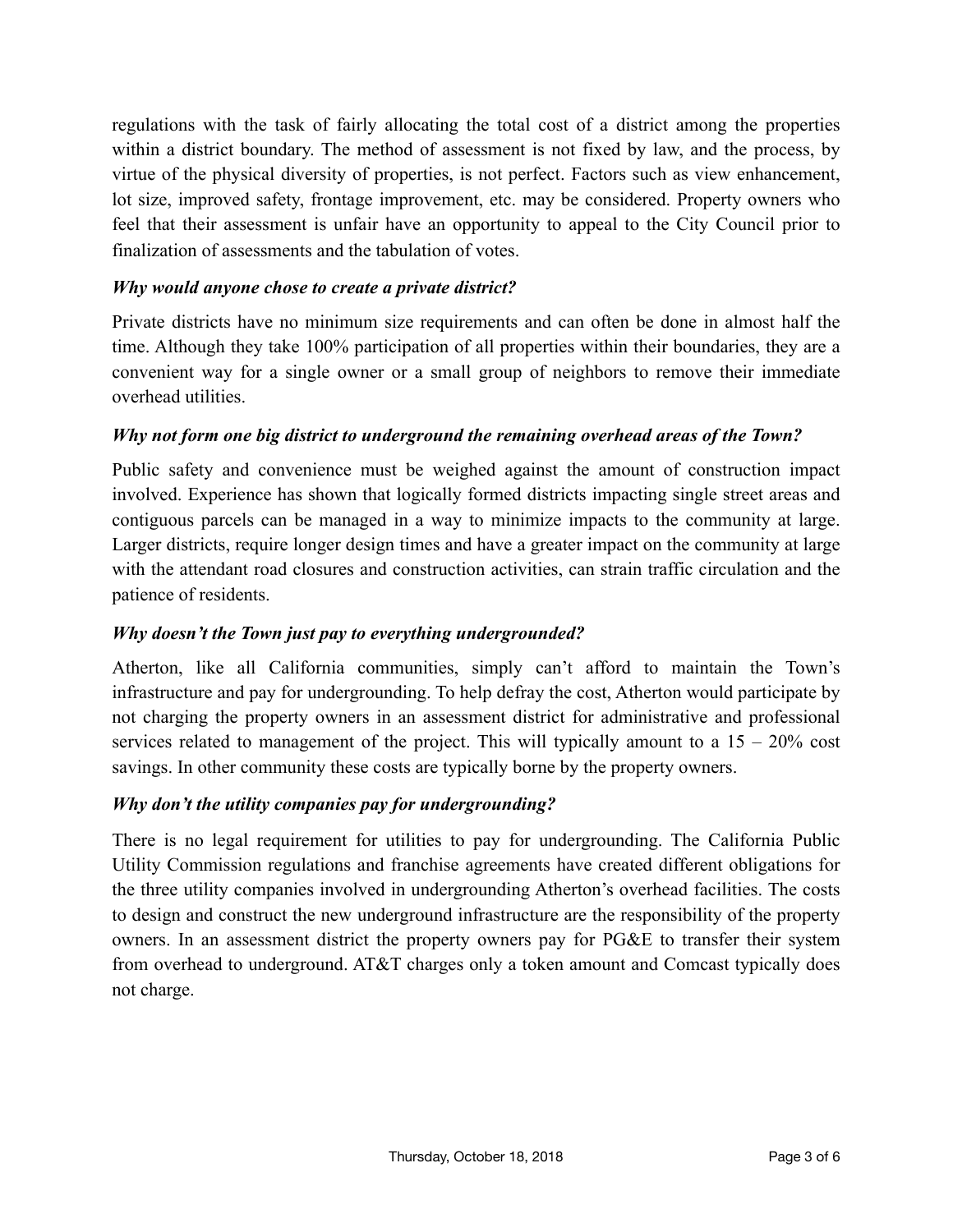regulations with the task of fairly allocating the total cost of a district among the properties within a district boundary. The method of assessment is not fixed by law, and the process, by virtue of the physical diversity of properties, is not perfect. Factors such as view enhancement, lot size, improved safety, frontage improvement, etc. may be considered. Property owners who feel that their assessment is unfair have an opportunity to appeal to the City Council prior to finalization of assessments and the tabulation of votes.

***Why would anyone chose to create a private district?***

Private districts have no minimum size requirements and can often be done in almost half the time. Although they take 100% participation of all properties within their boundaries, they are a convenient way for a single owner or a small group of neighbors to remove their immediate overhead utilities.

***Why not form one big district to underground the remaining overhead areas of the Town?***

Public safety and convenience must be weighed against the amount of construction impact involved. Experience has shown that logically formed districts impacting single street areas and contiguous parcels can be managed in a way to minimize impacts to the community at large. Larger districts, require longer design times and have a greater impact on the community at large with the attendant road closures and construction activities, can strain traffic circulation and the patience of residents.

***Why doesn't the Town just pay to everything undergrounded?***

Atherton, like all California communities, simply can't afford to maintain the Town's infrastructure and pay for undergrounding. To help defray the cost, Atherton would participate by not charging the property owners in an assessment district for administrative and professional services related to management of the project. This will typically amount to a 15 – 20% cost savings. In other community these costs are typically borne by the property owners.

***Why don't the utility companies pay for undergrounding?***

There is no legal requirement for utilities to pay for undergrounding. The California Public Utility Commission regulations and franchise agreements have created different obligations for the three utility companies involved in undergrounding Atherton's overhead facilities. The costs to design and construct the new underground infrastructure are the responsibility of the property owners. In an assessment district the property owners pay for PG&E to transfer their system from overhead to underground. AT&T charges only a token amount and Comcast typically does not charge.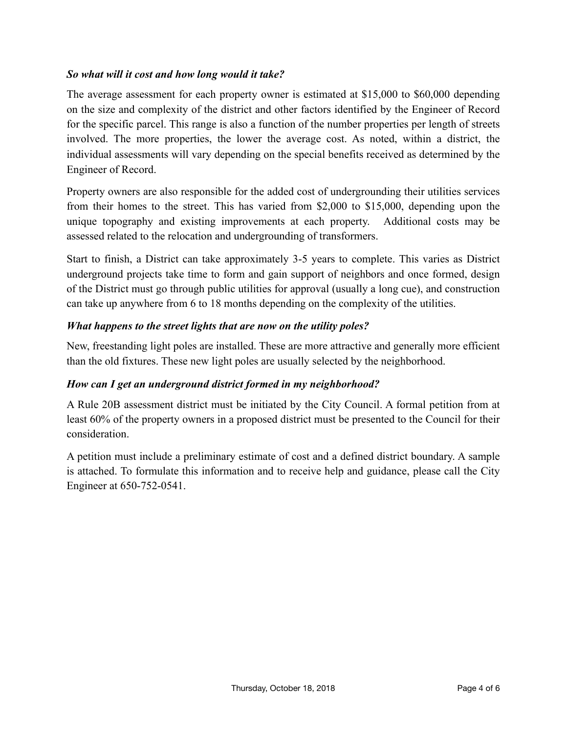***So what will it cost and how long would it take?***

The average assessment for each property owner is estimated at $15,000 to $60,000 depending on the size and complexity of the district and other factors identified by the Engineer of Record for the specific parcel. This range is also a function of the number properties per length of streets involved. The more properties, the lower the average cost. As noted, within a district, the individual assessments will vary depending on the special benefits received as determined by the Engineer of Record.

Property owners are also responsible for the added cost of undergrounding their utilities services from their homes to the street. This has varied from $2,000 to $15,000, depending upon the unique topography and existing improvements at each property. Additional costs may be assessed related to the relocation and undergrounding of transformers.

Start to finish, a District can take approximately 3-5 years to complete. This varies as District underground projects take time to form and gain support of neighbors and once formed, design of the District must go through public utilities for approval (usually a long cue), and construction can take up anywhere from 6 to 18 months depending on the complexity of the utilities.

***What happens to the street lights that are now on the utility poles?***

New, freestanding light poles are installed. These are more attractive and generally more efficient than the old fixtures. These new light poles are usually selected by the neighborhood.

***How can I get an underground district formed in my neighborhood?***

A Rule 20B assessment district must be initiated by the City Council. A formal petition from at least 60% of the property owners in a proposed district must be presented to the Council for their consideration.

A petition must include a preliminary estimate of cost and a defined district boundary. A sample is attached. To formulate this information and to receive help and guidance, please call the City Engineer at 650-752-0541.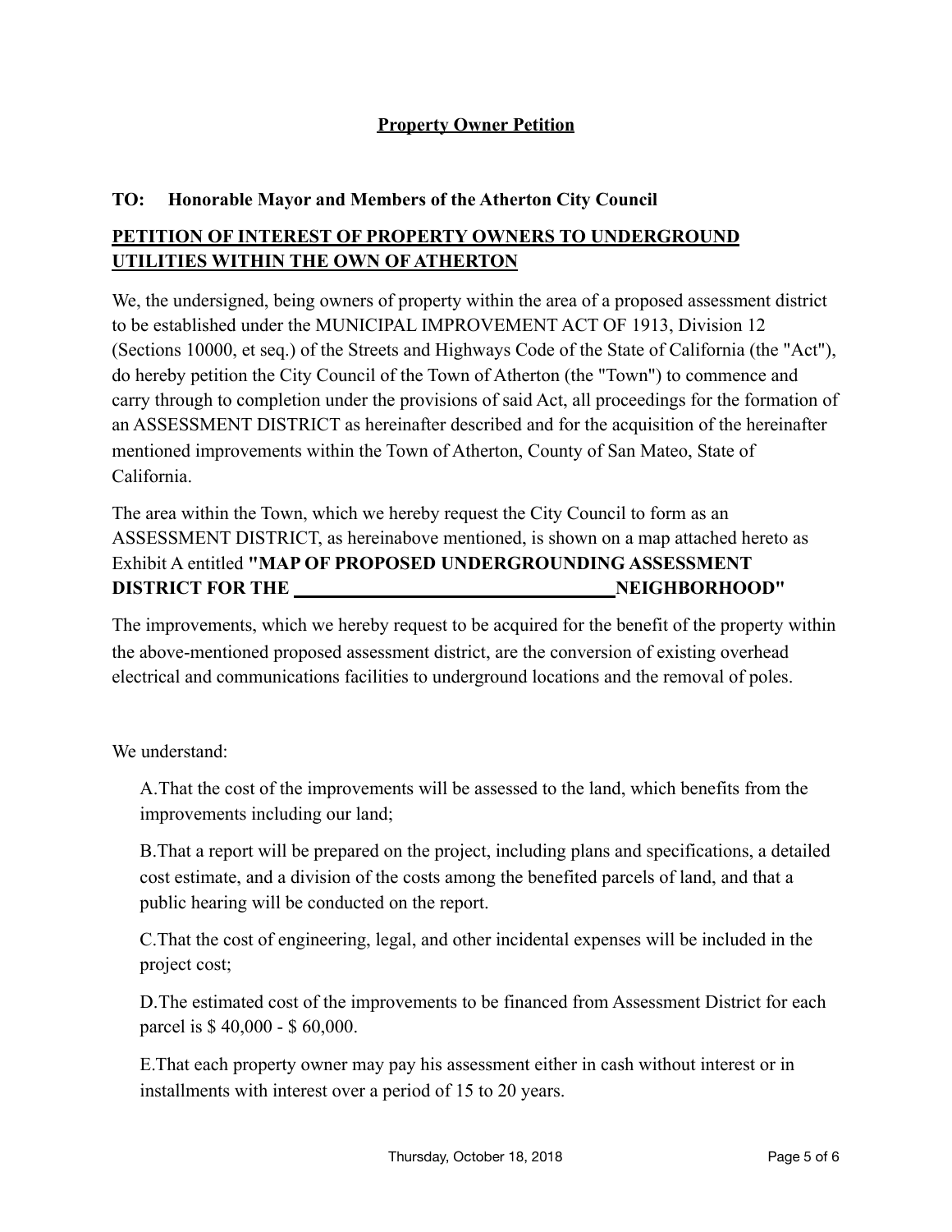## **Property Owner Petition**

**TO: Honorable Mayor and Members of the Atherton City Council**

**PETITION OF INTEREST OF PROPERTY OWNERS TO UNDERGROUND UTILITIES WITHIN THE OWN OF ATHERTON**

We, the undersigned, being owners of property within the area of a proposed assessment district to be established under the MUNICIPAL IMPROVEMENT ACT OF 1913, Division 12 (Sections 10000, et seq.) of the Streets and Highways Code of the State of California (the "Act"), do hereby petition the City Council of the Town of Atherton (the "Town") to commence and carry through to completion under the provisions of said Act, all proceedings for the formation of an ASSESSMENT DISTRICT as hereinafter described and for the acquisition of the hereinafter mentioned improvements within the Town of Atherton, County of San Mateo, State of California.

The area within the Town, which we hereby request the City Council to form as an ASSESSMENT DISTRICT, as hereinabove mentioned, is shown on a map attached hereto as Exhibit A entitled **"MAP OF PROPOSED UNDERGROUNDING ASSESSMENT DISTRICT FOR THE \_\_\_\_\_\_\_\_\_\_\_\_\_\_\_\_\_\_\_\_\_\_\_\_\_\_\_\_\_\_\_\_\_\_ NEIGHBORHOOD"**

The improvements, which we hereby request to be acquired for the benefit of the property within the above-mentioned proposed assessment district, are the conversion of existing overhead electrical and communications facilities to underground locations and the removal of poles.

We understand:

A. That the cost of the improvements will be assessed to the land, which benefits from the improvements including our land;

B. That a report will be prepared on the project, including plans and specifications, a detailed cost estimate, and a division of the costs among the benefited parcels of land, and that a public hearing will be conducted on the report.

C. That the cost of engineering, legal, and other incidental expenses will be included in the project cost;

D. The estimated cost of the improvements to be financed from Assessment District for each parcel is $ 40,000 - $ 60,000.

E. That each property owner may pay his assessment either in cash without interest or in installments with interest over a period of 15 to 20 years.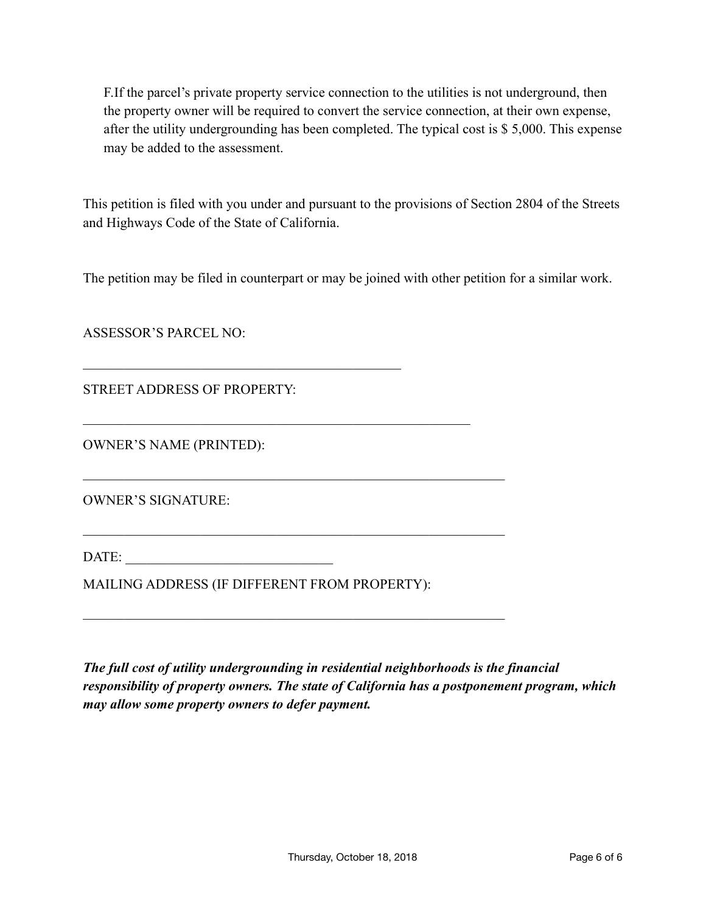F. If the parcel's private property service connection to the utilities is not underground, then the property owner will be required to convert the service connection, at their own expense, after the utility undergrounding has been completed. The typical cost is $ 5,000. This expense may be added to the assessment.

This petition is filed with you under and pursuant to the provisions of Section 2804 of the Streets and Highways Code of the State of California.

The petition may be filed in counterpart or may be joined with other petition for a similar work.

ASSESSOR'S PARCEL NO:

\_\_\_\_\_\_\_\_\_\_\_\_\_\_\_\_\_\_\_\_\_\_\_\_\_\_\_\_\_\_\_\_\_\_\_\_\_\_\_\_\_\_\_\_\_\_

STREET ADDRESS OF PROPERTY:

\_\_\_\_\_\_\_\_\_\_\_\_\_\_\_\_\_\_\_\_\_\_\_\_\_\_\_\_\_\_\_\_\_\_\_\_\_\_\_\_\_\_\_\_\_\_\_\_\_\_\_\_\_\_\_\_

OWNER'S NAME (PRINTED):

\_\_\_\_\_\_\_\_\_\_\_\_\_\_\_\_\_\_\_\_\_\_\_\_\_\_\_\_\_\_\_\_\_\_\_\_\_\_\_\_\_\_\_\_\_\_\_\_\_\_\_\_\_\_\_\_\_\_\_\_\_

OWNER'S SIGNATURE:

\_\_\_\_\_\_\_\_\_\_\_\_\_\_\_\_\_\_\_\_\_\_\_\_\_\_\_\_\_\_\_\_\_\_\_\_\_\_\_\_\_\_\_\_\_\_\_\_\_\_\_\_\_\_\_\_\_\_\_\_\_

DATE: \_\_\_\_\_\_\_\_\_\_\_\_\_\_\_\_\_\_\_\_\_\_\_\_\_\_\_\_\_\_

MAILING ADDRESS (IF DIFFERENT FROM PROPERTY):

\_\_\_\_\_\_\_\_\_\_\_\_\_\_\_\_\_\_\_\_\_\_\_\_\_\_\_\_\_\_\_\_\_\_\_\_\_\_\_\_\_\_\_\_\_\_\_\_\_\_\_\_\_\_\_\_\_\_\_\_\_

***The full cost of utility undergrounding in residential neighborhoods is the financial responsibility of property owners. The state of California has a postponement program, which may allow some property owners to defer payment.***